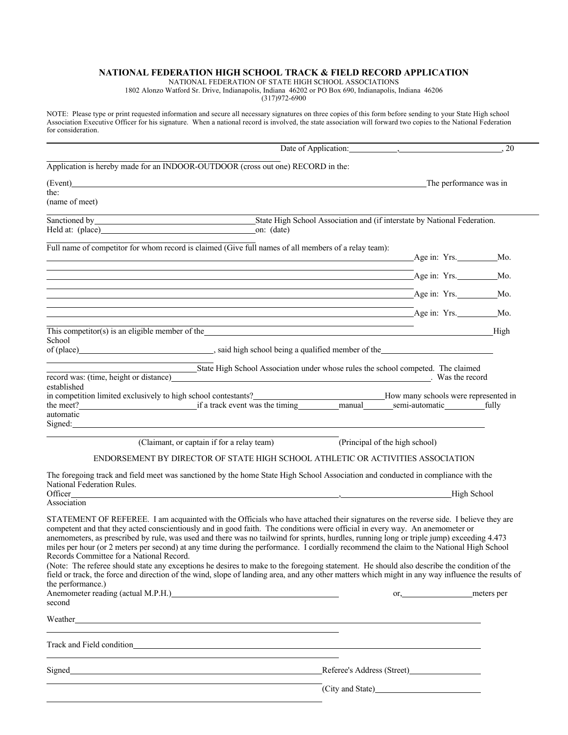# NATIONAL FEDERATION HIGH SCHOOL TRACK & FIELD RECORD APPLICATION

NATIONAL FEDERATION OF STATE HIGH SCHOOL ASSOCIATIONS
1802 Alonzo Watford Sr. Drive, Indianapolis, Indiana 46202 or PO Box 690, Indianapolis, Indiana 46206
(317)972-6900

NOTE: Please type or print requested information and secure all necessary signatures on three copies of this form before sending to your State High school Association Executive Officer for his signature. When a national record is involved, the state association will forward two copies to the National Federation for consideration.

---

Date of Application:__________, ______________________, 20

Application is hereby made for an INDOOR-OUTDOOR (cross out one) RECORD in the:

(Event)______________________________________________________________ The performance was in the:
(name of meet)

Sanctioned by______________________________ State High School Association and (if interstate by National Federation.
Held at: (place)______________________________ on: (date)

Full name of competitor for whom record is claimed (Give full names of all members of a relay team):

______________________________________________________________ Age in: Yrs.________Mo.

______________________________________________________________ Age in: Yrs.________Mo.

______________________________________________________________ Age in: Yrs.________Mo.

______________________________________________________________ Age in: Yrs.________Mo.

This competitor(s) is an eligible member of the____________________________________________________High School
of (place)__________________________, said high school being a qualified member of the______________________

______________________________ State High School Association under whose rules the school competed. The claimed record was: (time, height or distance)______________________________________________. Was the record established
in competition limited exclusively to high school contestants?__________________________How many schools were represented in the meet?______________________if a track event was the timing________manual______semi-automatic________fully automatic
Signed:______________________________________________________________

(Claimant, or captain if for a relay team) (Principal of the high school)

ENDORSEMENT BY DIRECTOR OF STATE HIGH SCHOOL ATHLETIC OR ACTIVITIES ASSOCIATION

The foregoing track and field meet was sanctioned by the home State High School Association and conducted in compliance with the National Federation Rules.
Officer____________________________________________________, ______________________High School Association

STATEMENT OF REFEREE. I am acquainted with the Officials who have attached their signatures on the reverse side. I believe they are competent and that they acted conscientiously and in good faith. The conditions were official in every way. An anemometer or anemometers, as prescribed by rule, was used and there was no tailwind for sprints, hurdles, running long or triple jump) exceeding 4.473 miles per hour (or 2 meters per second) at any time during the performance. I cordially recommend the claim to the National High School Records Committee for a National Record.
(Note: The referee should state any exceptions he desires to make to the foregoing statement. He should also describe the condition of the field or track, the force and direction of the wind, slope of landing area, and any other matters which might in any way influence the results of the performance.)
Anemometer reading (actual M.P.H.)______________________________ or,______________meters per second

Weather______________________________________________________________

Track and Field condition______________________________________________________________

Signed______________________________________________ Referee's Address (Street)______________

(City and State)______________________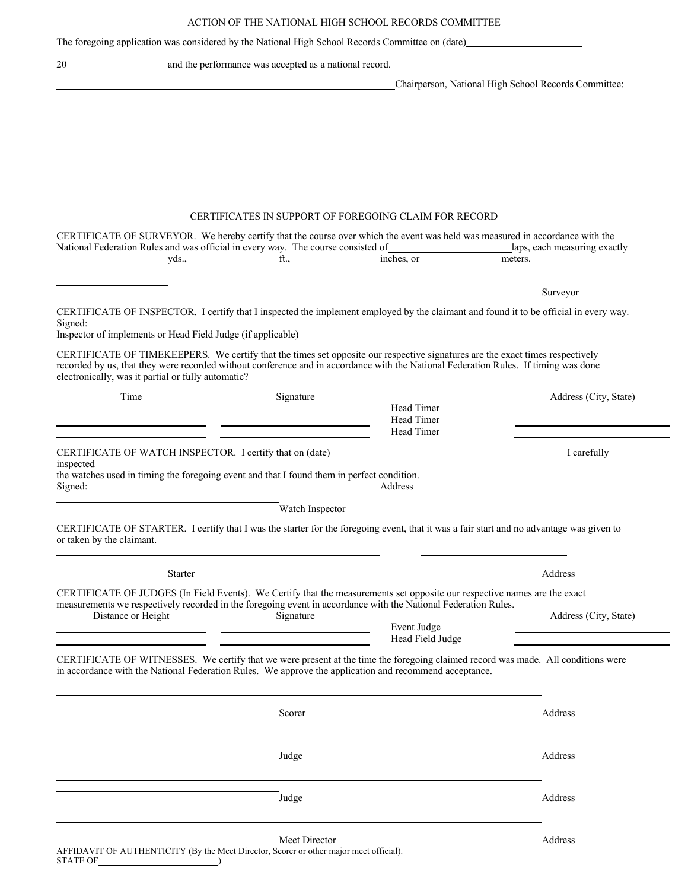ACTION OF THE NATIONAL HIGH SCHOOL RECORDS COMMITTEE

The foregoing application was considered by the National High School Records Committee on (date)________________________

20____________________ and the performance was accepted as a national record.

______________________________________________________________________ Chairperson, National High School Records Committee:

CERTIFICATES IN SUPPORT OF FOREGOING CLAIM FOR RECORD

CERTIFICATE OF SURVEYOR. We hereby certify that the course over which the event was held was measured in accordance with the National Federation Rules and was official in every way. The course consisted of________________________laps, each measuring exactly ______________________yds.,__________________ft.,__________________inches, or________________meters.

______________________

Surveyor

CERTIFICATE OF INSPECTOR. I certify that I inspected the implement employed by the claimant and found it to be official in every way.
Signed:______________________________________________________
Inspector of implements or Head Field Judge (if applicable)

CERTIFICATE OF TIMEKEEPERS. We certify that the times set opposite our respective signatures are the exact times respectively recorded by us, that they were recorded without conference and in accordance with the National Federation Rules. If timing was done electronically, was it partial or fully automatic?______________________________________________________

| Time | Signature | | Address (City, State) |
|---|---|---|---|
| | | Head Timer | |
| | | Head Timer | |
| | | Head Timer | |

CERTIFICATE OF WATCH INSPECTOR. I certify that on (date)______________________________________________I carefully inspected
the watches used in timing the foregoing event and that I found them in perfect condition.
Signed:__________________________________________________Address______________________________

____________________________________________
Watch Inspector

CERTIFICATE OF STARTER. I certify that I was the starter for the foregoing event, that it was a fair start and no advantage was given to or taken by the claimant.

______________________________________________ ______________________________

Starter Address

CERTIFICATE OF JUDGES (In Field Events). We Certify that the measurements set opposite our respective names are the exact measurements we respectively recorded in the foregoing event in accordance with the National Federation Rules.

| Distance or Height | Signature | | Address (City, State) |
|---|---|---|---|
| | | Event Judge | |
| | | Head Field Judge | |

CERTIFICATE OF WITNESSES. We certify that we were present at the time the foregoing claimed record was made. All conditions were in accordance with the National Federation Rules. We approve the application and recommend acceptance.

______________________________________________
Scorer Address

______________________________________________
Judge Address

______________________________________________
Judge Address

______________________________________________
Meet Director Address

AFFIDAVIT OF AUTHENTICITY (By the Meet Director, Scorer or other major meet official).
STATE OF________________________)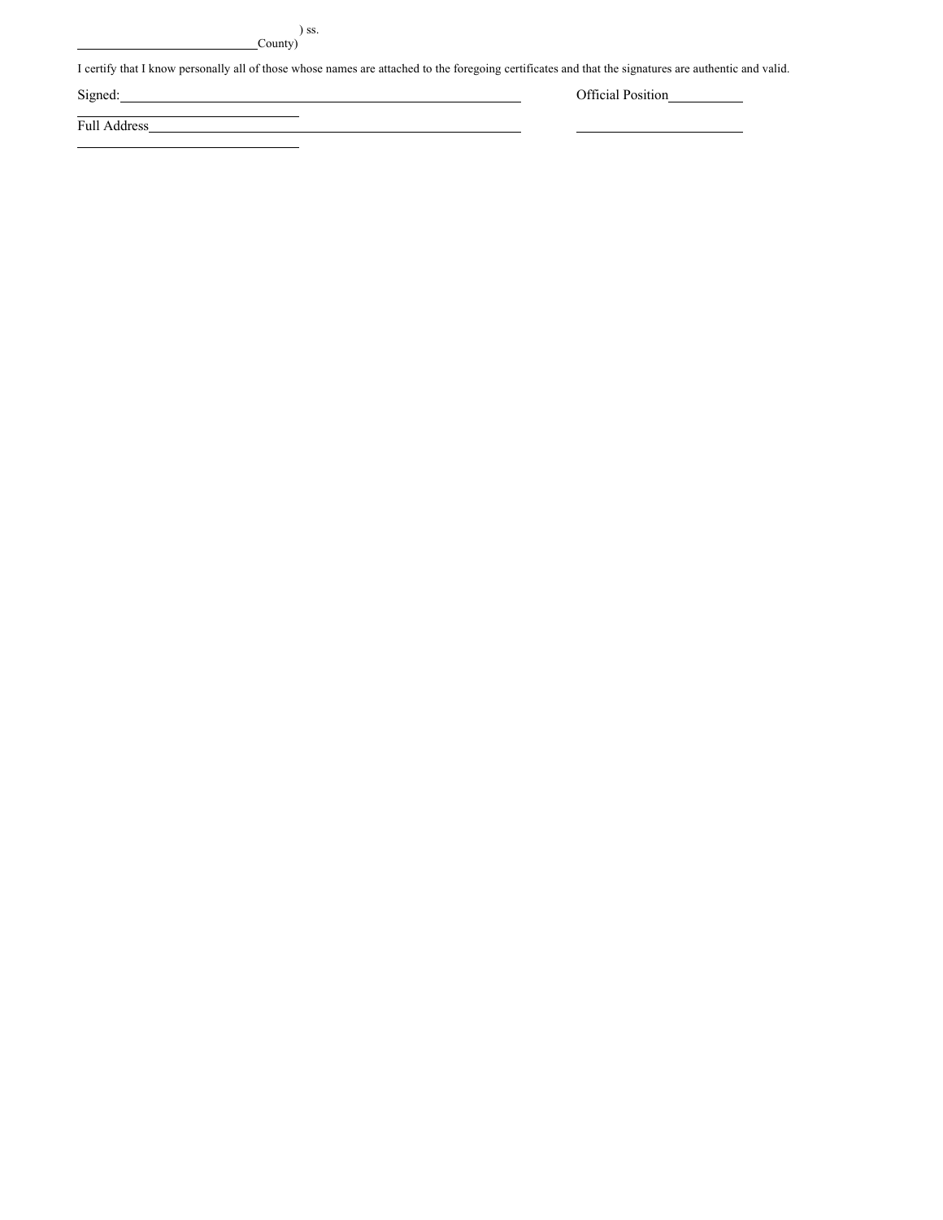) ss.
\_\_\_\_\_\_\_\_\_\_\_\_\_\_\_\_\_\_\_\_\_\_\_\_\_\_ County)

I certify that I know personally all of those whose names are attached to the foregoing certificates and that the signatures are authentic and valid.

Signed: \_\_\_\_\_\_\_\_\_\_\_\_\_\_\_\_\_\_\_\_\_\_\_\_\_\_\_\_\_\_\_\_\_\_\_\_\_\_\_\_\_\_\_\_\_\_\_\_\_\_\_\_\_\_\_\_ Official Position \_\_\_\_\_\_\_\_\_\_

\_\_\_\_\_\_\_\_\_\_\_\_\_\_\_\_\_\_\_\_\_\_\_\_\_\_\_\_\_\_\_\_

Full Address \_\_\_\_\_\_\_\_\_\_\_\_\_\_\_\_\_\_\_\_\_\_\_\_\_\_\_\_\_\_\_\_\_\_\_\_\_\_\_\_\_\_\_\_\_\_\_\_\_\_\_\_ \_\_\_\_\_\_\_\_\_\_\_\_\_\_\_\_\_\_\_\_\_\_\_\_

\_\_\_\_\_\_\_\_\_\_\_\_\_\_\_\_\_\_\_\_\_\_\_\_\_\_\_\_\_\_\_\_